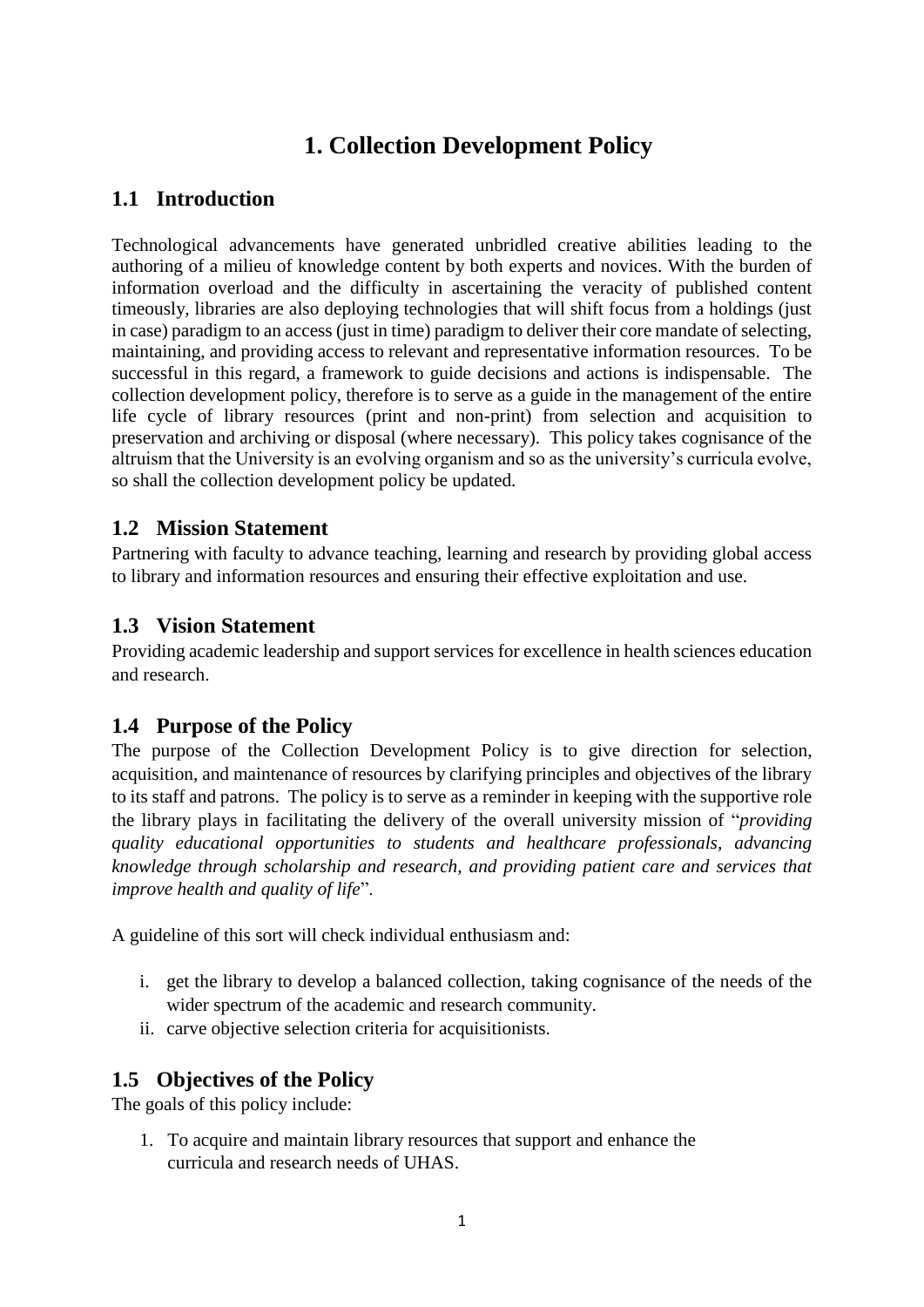# 1. Collection Development Policy

## 1.1 Introduction

Technological advancements have generated unbridled creative abilities leading to the authoring of a milieu of knowledge content by both experts and novices. With the burden of information overload and the difficulty in ascertaining the veracity of published content timeously, libraries are also deploying technologies that will shift focus from a holdings (just in case) paradigm to an access (just in time) paradigm to deliver their core mandate of selecting, maintaining, and providing access to relevant and representative information resources. To be successful in this regard, a framework to guide decisions and actions is indispensable. The collection development policy, therefore is to serve as a guide in the management of the entire life cycle of library resources (print and non-print) from selection and acquisition to preservation and archiving or disposal (where necessary). This policy takes cognisance of the altruism that the University is an evolving organism and so as the university's curricula evolve, so shall the collection development policy be updated.

## 1.2 Mission Statement

Partnering with faculty to advance teaching, learning and research by providing global access to library and information resources and ensuring their effective exploitation and use.

## 1.3 Vision Statement

Providing academic leadership and support services for excellence in health sciences education and research.

## 1.4 Purpose of the Policy

The purpose of the Collection Development Policy is to give direction for selection, acquisition, and maintenance of resources by clarifying principles and objectives of the library to its staff and patrons. The policy is to serve as a reminder in keeping with the supportive role the library plays in facilitating the delivery of the overall university mission of "*providing quality educational opportunities to students and healthcare professionals, advancing knowledge through scholarship and research, and providing patient care and services that improve health and quality of life*".

A guideline of this sort will check individual enthusiasm and:

i. get the library to develop a balanced collection, taking cognisance of the needs of the wider spectrum of the academic and research community.
ii. carve objective selection criteria for acquisitionists.

## 1.5 Objectives of the Policy

The goals of this policy include:

1. To acquire and maintain library resources that support and enhance the curricula and research needs of UHAS.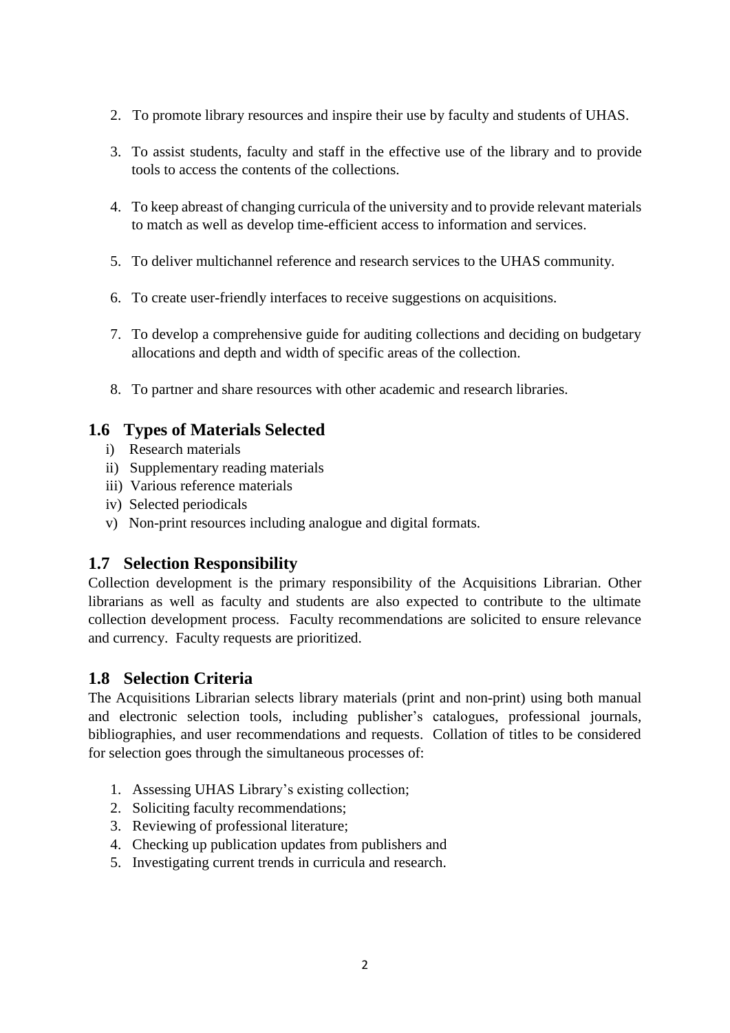2. To promote library resources and inspire their use by faculty and students of UHAS.

3. To assist students, faculty and staff in the effective use of the library and to provide tools to access the contents of the collections.

4. To keep abreast of changing curricula of the university and to provide relevant materials to match as well as develop time-efficient access to information and services.

5. To deliver multichannel reference and research services to the UHAS community.

6. To create user-friendly interfaces to receive suggestions on acquisitions.

7. To develop a comprehensive guide for auditing collections and deciding on budgetary allocations and depth and width of specific areas of the collection.

8. To partner and share resources with other academic and research libraries.

## 1.6 Types of Materials Selected

i) Research materials
ii) Supplementary reading materials
iii) Various reference materials
iv) Selected periodicals
v) Non-print resources including analogue and digital formats.

## 1.7 Selection Responsibility

Collection development is the primary responsibility of the Acquisitions Librarian. Other librarians as well as faculty and students are also expected to contribute to the ultimate collection development process. Faculty recommendations are solicited to ensure relevance and currency. Faculty requests are prioritized.

## 1.8 Selection Criteria

The Acquisitions Librarian selects library materials (print and non-print) using both manual and electronic selection tools, including publisher's catalogues, professional journals, bibliographies, and user recommendations and requests. Collation of titles to be considered for selection goes through the simultaneous processes of:

1. Assessing UHAS Library's existing collection;
2. Soliciting faculty recommendations;
3. Reviewing of professional literature;
4. Checking up publication updates from publishers and
5. Investigating current trends in curricula and research.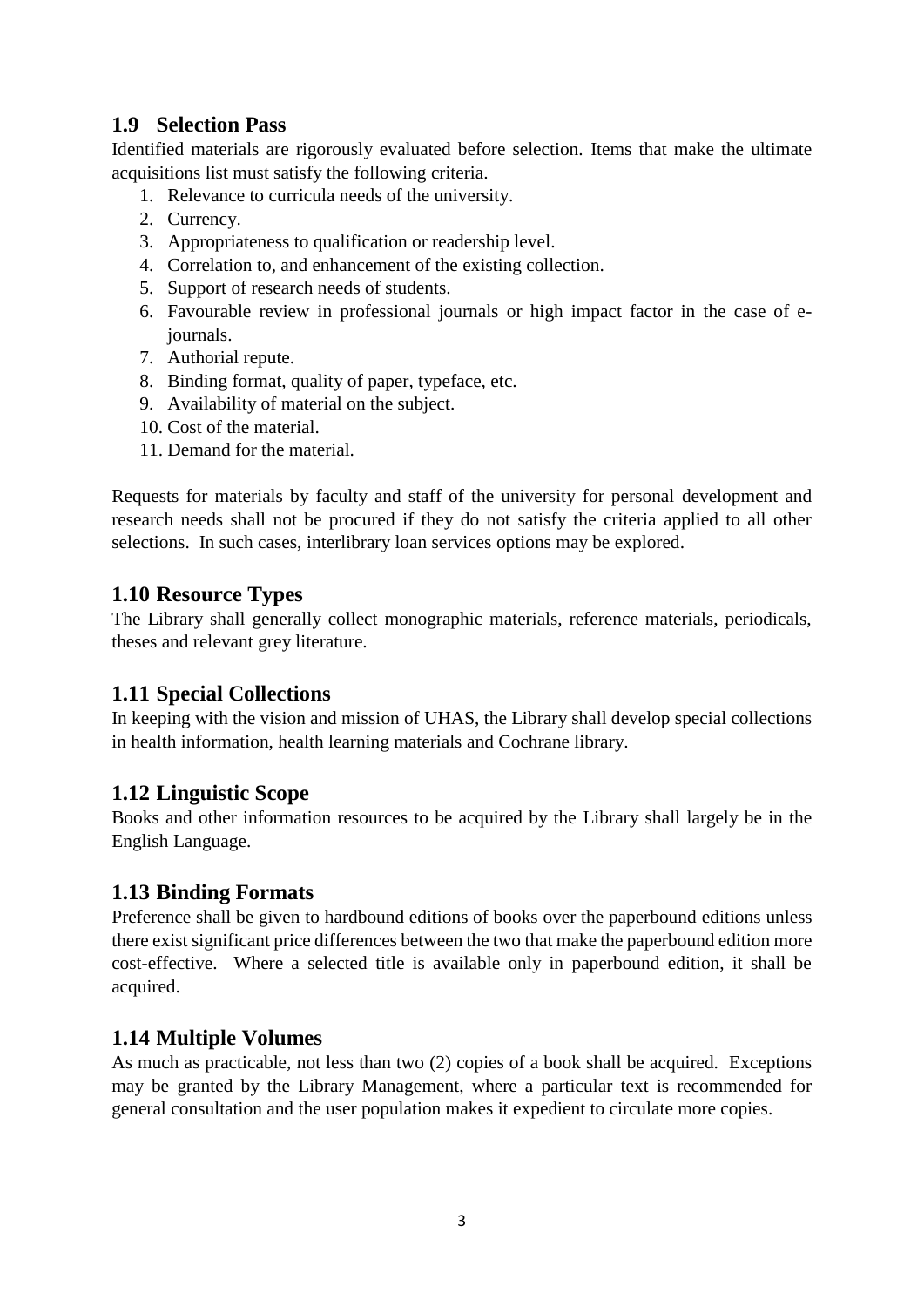## 1.9 Selection Pass

Identified materials are rigorously evaluated before selection. Items that make the ultimate acquisitions list must satisfy the following criteria.

1. Relevance to curricula needs of the university.
2. Currency.
3. Appropriateness to qualification or readership level.
4. Correlation to, and enhancement of the existing collection.
5. Support of research needs of students.
6. Favourable review in professional journals or high impact factor in the case of e-journals.
7. Authorial repute.
8. Binding format, quality of paper, typeface, etc.
9. Availability of material on the subject.
10. Cost of the material.
11. Demand for the material.

Requests for materials by faculty and staff of the university for personal development and research needs shall not be procured if they do not satisfy the criteria applied to all other selections. In such cases, interlibrary loan services options may be explored.

## 1.10 Resource Types

The Library shall generally collect monographic materials, reference materials, periodicals, theses and relevant grey literature.

## 1.11 Special Collections

In keeping with the vision and mission of UHAS, the Library shall develop special collections in health information, health learning materials and Cochrane library.

## 1.12 Linguistic Scope

Books and other information resources to be acquired by the Library shall largely be in the English Language.

## 1.13 Binding Formats

Preference shall be given to hardbound editions of books over the paperbound editions unless there exist significant price differences between the two that make the paperbound edition more cost-effective. Where a selected title is available only in paperbound edition, it shall be acquired.

## 1.14 Multiple Volumes

As much as practicable, not less than two (2) copies of a book shall be acquired. Exceptions may be granted by the Library Management, where a particular text is recommended for general consultation and the user population makes it expedient to circulate more copies.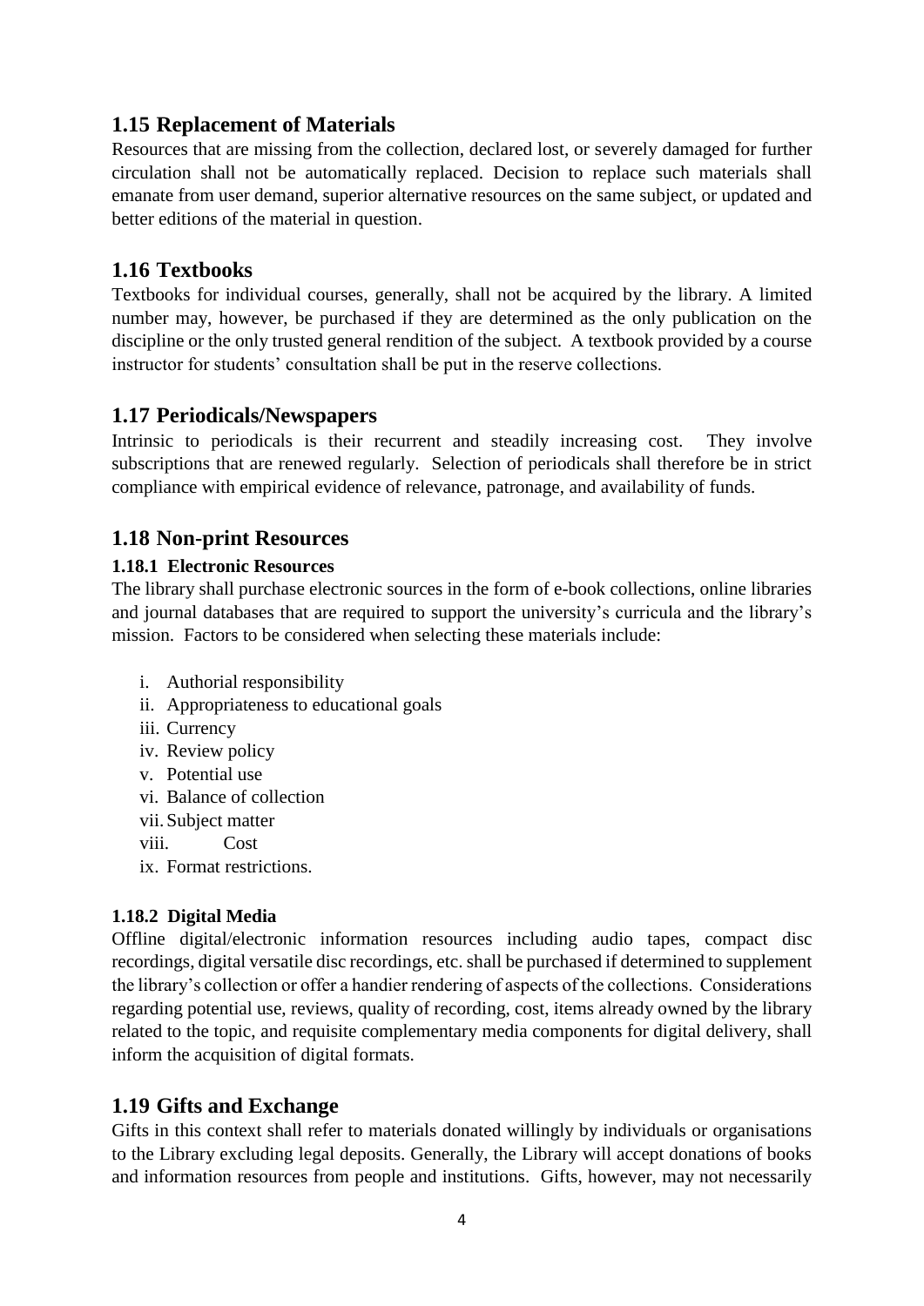## 1.15 Replacement of Materials

Resources that are missing from the collection, declared lost, or severely damaged for further circulation shall not be automatically replaced. Decision to replace such materials shall emanate from user demand, superior alternative resources on the same subject, or updated and better editions of the material in question.

## 1.16 Textbooks

Textbooks for individual courses, generally, shall not be acquired by the library. A limited number may, however, be purchased if they are determined as the only publication on the discipline or the only trusted general rendition of the subject. A textbook provided by a course instructor for students' consultation shall be put in the reserve collections.

## 1.17 Periodicals/Newspapers

Intrinsic to periodicals is their recurrent and steadily increasing cost. They involve subscriptions that are renewed regularly. Selection of periodicals shall therefore be in strict compliance with empirical evidence of relevance, patronage, and availability of funds.

## 1.18 Non-print Resources

### 1.18.1 Electronic Resources

The library shall purchase electronic sources in the form of e-book collections, online libraries and journal databases that are required to support the university's curricula and the library's mission. Factors to be considered when selecting these materials include:

i. Authorial responsibility
ii. Appropriateness to educational goals
iii. Currency
iv. Review policy
v. Potential use
vi. Balance of collection
vii. Subject matter
viii. Cost
ix. Format restrictions.

### 1.18.2 Digital Media

Offline digital/electronic information resources including audio tapes, compact disc recordings, digital versatile disc recordings, etc. shall be purchased if determined to supplement the library's collection or offer a handier rendering of aspects of the collections. Considerations regarding potential use, reviews, quality of recording, cost, items already owned by the library related to the topic, and requisite complementary media components for digital delivery, shall inform the acquisition of digital formats.

## 1.19 Gifts and Exchange

Gifts in this context shall refer to materials donated willingly by individuals or organisations to the Library excluding legal deposits. Generally, the Library will accept donations of books and information resources from people and institutions. Gifts, however, may not necessarily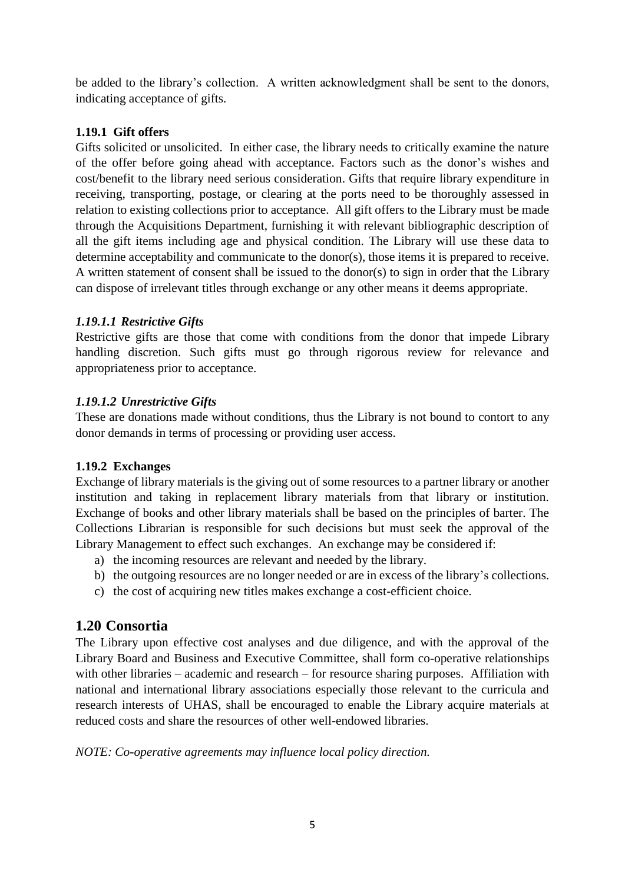be added to the library's collection. A written acknowledgment shall be sent to the donors, indicating acceptance of gifts.

### 1.19.1 Gift offers

Gifts solicited or unsolicited. In either case, the library needs to critically examine the nature of the offer before going ahead with acceptance. Factors such as the donor's wishes and cost/benefit to the library need serious consideration. Gifts that require library expenditure in receiving, transporting, postage, or clearing at the ports need to be thoroughly assessed in relation to existing collections prior to acceptance. All gift offers to the Library must be made through the Acquisitions Department, furnishing it with relevant bibliographic description of all the gift items including age and physical condition. The Library will use these data to determine acceptability and communicate to the donor(s), those items it is prepared to receive. A written statement of consent shall be issued to the donor(s) to sign in order that the Library can dispose of irrelevant titles through exchange or any other means it deems appropriate.

#### *1.19.1.1 Restrictive Gifts*

Restrictive gifts are those that come with conditions from the donor that impede Library handling discretion. Such gifts must go through rigorous review for relevance and appropriateness prior to acceptance.

#### *1.19.1.2 Unrestrictive Gifts*

These are donations made without conditions, thus the Library is not bound to contort to any donor demands in terms of processing or providing user access.

### 1.19.2 Exchanges

Exchange of library materials is the giving out of some resources to a partner library or another institution and taking in replacement library materials from that library or institution. Exchange of books and other library materials shall be based on the principles of barter. The Collections Librarian is responsible for such decisions but must seek the approval of the Library Management to effect such exchanges. An exchange may be considered if:

a) the incoming resources are relevant and needed by the library.
b) the outgoing resources are no longer needed or are in excess of the library's collections.
c) the cost of acquiring new titles makes exchange a cost-efficient choice.

## 1.20 Consortia

The Library upon effective cost analyses and due diligence, and with the approval of the Library Board and Business and Executive Committee, shall form co-operative relationships with other libraries – academic and research – for resource sharing purposes. Affiliation with national and international library associations especially those relevant to the curricula and research interests of UHAS, shall be encouraged to enable the Library acquire materials at reduced costs and share the resources of other well-endowed libraries.

*NOTE: Co-operative agreements may influence local policy direction.*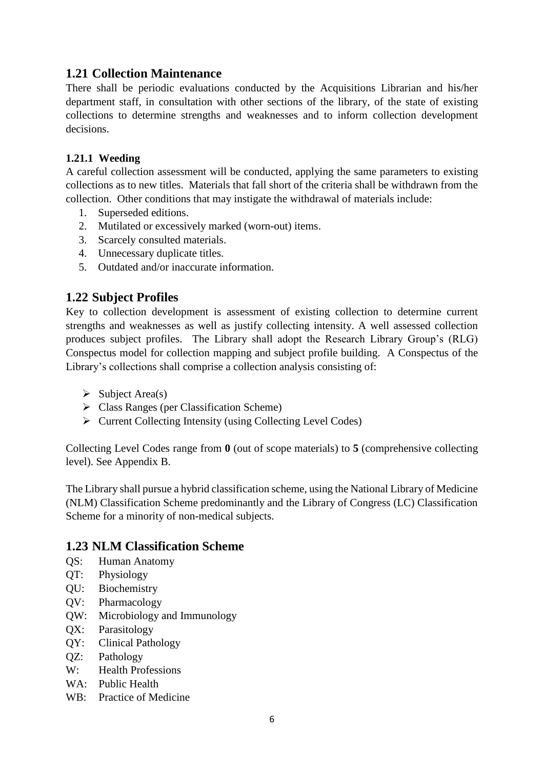## 1.21 Collection Maintenance

There shall be periodic evaluations conducted by the Acquisitions Librarian and his/her department staff, in consultation with other sections of the library, of the state of existing collections to determine strengths and weaknesses and to inform collection development decisions.

### 1.21.1 Weeding

A careful collection assessment will be conducted, applying the same parameters to existing collections as to new titles. Materials that fall short of the criteria shall be withdrawn from the collection. Other conditions that may instigate the withdrawal of materials include:

1. Superseded editions.
2. Mutilated or excessively marked (worn-out) items.
3. Scarcely consulted materials.
4. Unnecessary duplicate titles.
5. Outdated and/or inaccurate information.

## 1.22 Subject Profiles

Key to collection development is assessment of existing collection to determine current strengths and weaknesses as well as justify collecting intensity. A well assessed collection produces subject profiles. The Library shall adopt the Research Library Group's (RLG) Conspectus model for collection mapping and subject profile building. A Conspectus of the Library's collections shall comprise a collection analysis consisting of:

- Subject Area(s)
- Class Ranges (per Classification Scheme)
- Current Collecting Intensity (using Collecting Level Codes)

Collecting Level Codes range from **0** (out of scope materials) to **5** (comprehensive collecting level). See Appendix B.

The Library shall pursue a hybrid classification scheme, using the National Library of Medicine (NLM) Classification Scheme predominantly and the Library of Congress (LC) Classification Scheme for a minority of non-medical subjects.

## 1.23 NLM Classification Scheme

QS: Human Anatomy
QT: Physiology
QU: Biochemistry
QV: Pharmacology
QW: Microbiology and Immunology
QX: Parasitology
QY: Clinical Pathology
QZ: Pathology
W: Health Professions
WA: Public Health
WB: Practice of Medicine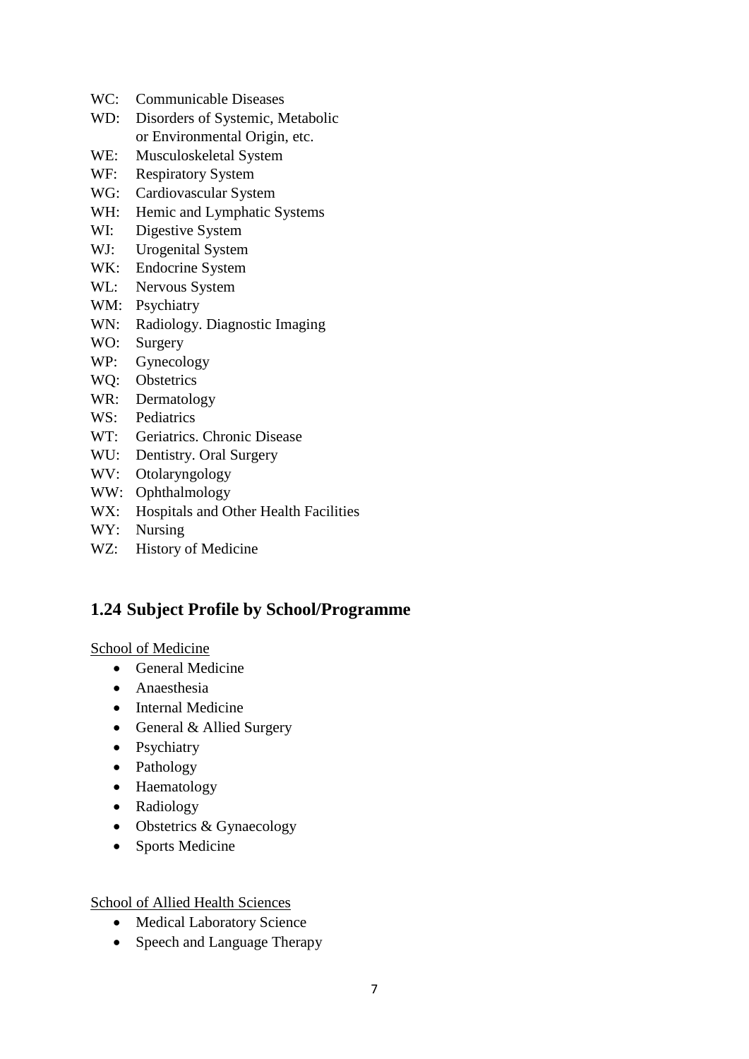WC: Communicable Diseases
WD: Disorders of Systemic, Metabolic or Environmental Origin, etc.
WE: Musculoskeletal System
WF: Respiratory System
WG: Cardiovascular System
WH: Hemic and Lymphatic Systems
WI: Digestive System
WJ: Urogenital System
WK: Endocrine System
WL: Nervous System
WM: Psychiatry
WN: Radiology. Diagnostic Imaging
WO: Surgery
WP: Gynecology
WQ: Obstetrics
WR: Dermatology
WS: Pediatrics
WT: Geriatrics. Chronic Disease
WU: Dentistry. Oral Surgery
WV: Otolaryngology
WW: Ophthalmology
WX: Hospitals and Other Health Facilities
WY: Nursing
WZ: History of Medicine

## 1.24 Subject Profile by School/Programme

School of Medicine

- General Medicine
- Anaesthesia
- Internal Medicine
- General & Allied Surgery
- Psychiatry
- Pathology
- Haematology
- Radiology
- Obstetrics & Gynaecology
- Sports Medicine

School of Allied Health Sciences

- Medical Laboratory Science
- Speech and Language Therapy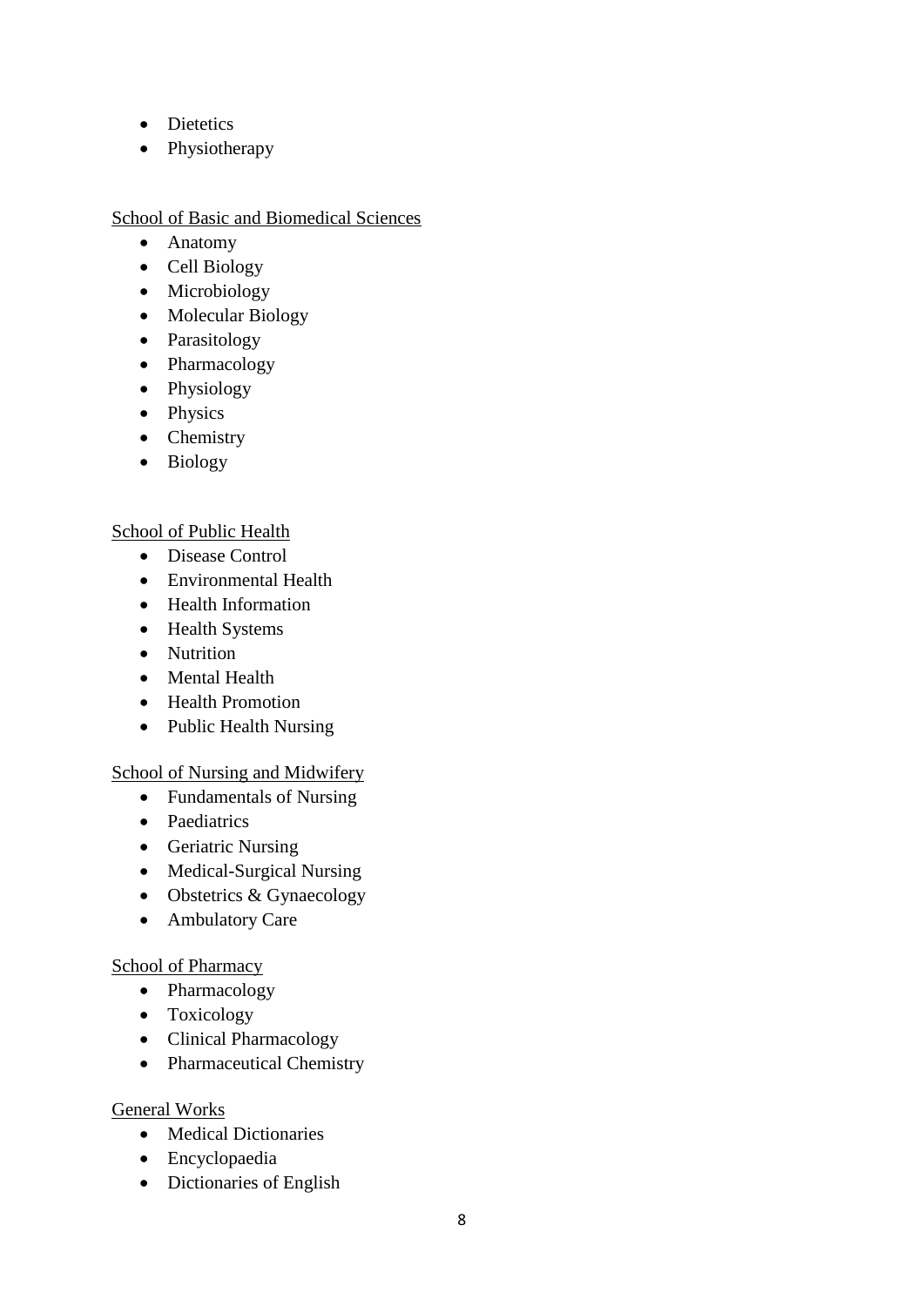- Dietetics
- Physiotherapy

<u>School of Basic and Biomedical Sciences</u>

- Anatomy
- Cell Biology
- Microbiology
- Molecular Biology
- Parasitology
- Pharmacology
- Physiology
- Physics
- Chemistry
- Biology

<u>School of Public Health</u>

- Disease Control
- Environmental Health
- Health Information
- Health Systems
- Nutrition
- Mental Health
- Health Promotion
- Public Health Nursing

<u>School of Nursing and Midwifery</u>

- Fundamentals of Nursing
- Paediatrics
- Geriatric Nursing
- Medical-Surgical Nursing
- Obstetrics & Gynaecology
- Ambulatory Care

<u>School of Pharmacy</u>

- Pharmacology
- Toxicology
- Clinical Pharmacology
- Pharmaceutical Chemistry

<u>General Works</u>

- Medical Dictionaries
- Encyclopaedia
- Dictionaries of English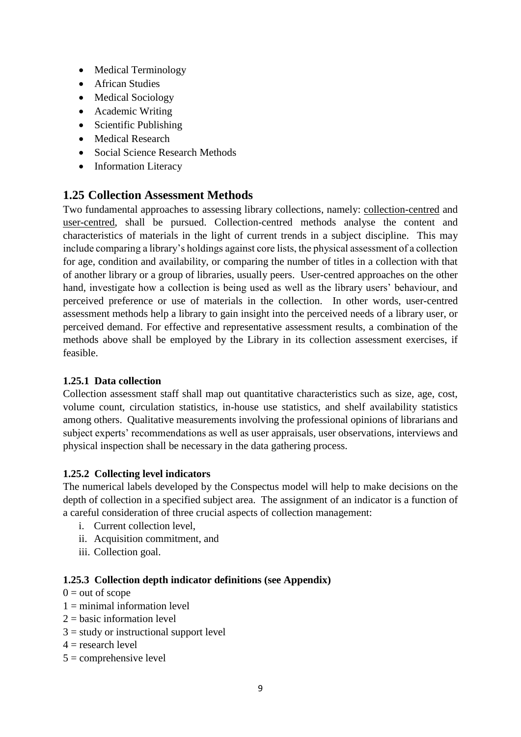- Medical Terminology
- African Studies
- Medical Sociology
- Academic Writing
- Scientific Publishing
- Medical Research
- Social Science Research Methods
- Information Literacy

## 1.25 Collection Assessment Methods

Two fundamental approaches to assessing library collections, namely: collection-centred and user-centred, shall be pursued. Collection-centred methods analyse the content and characteristics of materials in the light of current trends in a subject discipline. This may include comparing a library's holdings against core lists, the physical assessment of a collection for age, condition and availability, or comparing the number of titles in a collection with that of another library or a group of libraries, usually peers. User-centred approaches on the other hand, investigate how a collection is being used as well as the library users' behaviour, and perceived preference or use of materials in the collection. In other words, user-centred assessment methods help a library to gain insight into the perceived needs of a library user, or perceived demand. For effective and representative assessment results, a combination of the methods above shall be employed by the Library in its collection assessment exercises, if feasible.

### 1.25.1 Data collection

Collection assessment staff shall map out quantitative characteristics such as size, age, cost, volume count, circulation statistics, in-house use statistics, and shelf availability statistics among others. Qualitative measurements involving the professional opinions of librarians and subject experts' recommendations as well as user appraisals, user observations, interviews and physical inspection shall be necessary in the data gathering process.

### 1.25.2 Collecting level indicators

The numerical labels developed by the Conspectus model will help to make decisions on the depth of collection in a specified subject area. The assignment of an indicator is a function of a careful consideration of three crucial aspects of collection management:

i. Current collection level,
ii. Acquisition commitment, and
iii. Collection goal.

### 1.25.3 Collection depth indicator definitions (see Appendix)

0 = out of scope
1 = minimal information level
2 = basic information level
3 = study or instructional support level
4 = research level
5 = comprehensive level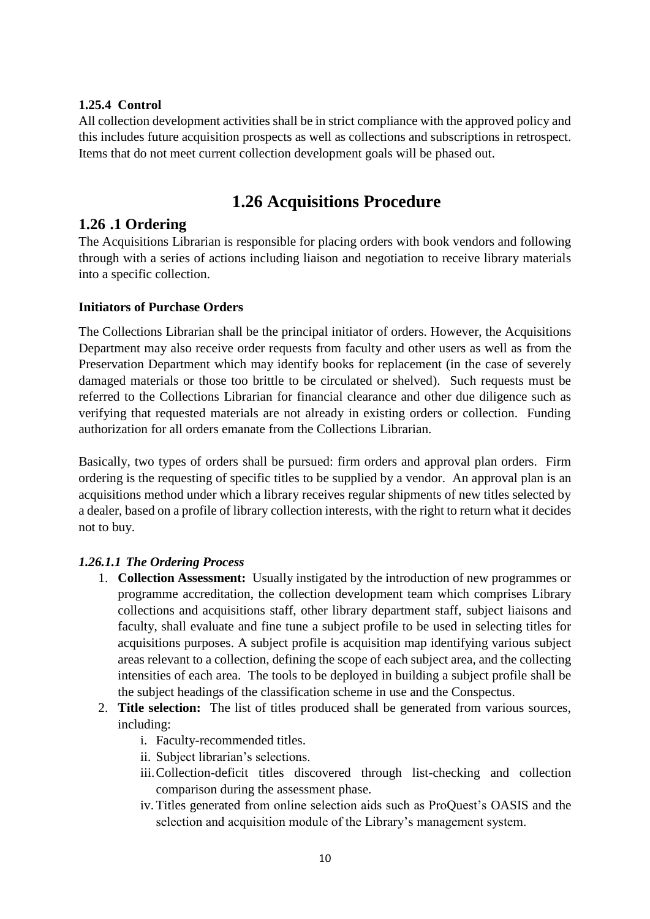#### 1.25.4 Control

All collection development activities shall be in strict compliance with the approved policy and this includes future acquisition prospects as well as collections and subscriptions in retrospect. Items that do not meet current collection development goals will be phased out.

## 1.26 Acquisitions Procedure

### 1.26 .1 Ordering

The Acquisitions Librarian is responsible for placing orders with book vendors and following through with a series of actions including liaison and negotiation to receive library materials into a specific collection.

**Initiators of Purchase Orders**

The Collections Librarian shall be the principal initiator of orders. However, the Acquisitions Department may also receive order requests from faculty and other users as well as from the Preservation Department which may identify books for replacement (in the case of severely damaged materials or those too brittle to be circulated or shelved). Such requests must be referred to the Collections Librarian for financial clearance and other due diligence such as verifying that requested materials are not already in existing orders or collection. Funding authorization for all orders emanate from the Collections Librarian.

Basically, two types of orders shall be pursued: firm orders and approval plan orders. Firm ordering is the requesting of specific titles to be supplied by a vendor. An approval plan is an acquisitions method under which a library receives regular shipments of new titles selected by a dealer, based on a profile of library collection interests, with the right to return what it decides not to buy.

***1.26.1.1 The Ordering Process***

1. **Collection Assessment:** Usually instigated by the introduction of new programmes or programme accreditation, the collection development team which comprises Library collections and acquisitions staff, other library department staff, subject liaisons and faculty, shall evaluate and fine tune a subject profile to be used in selecting titles for acquisitions purposes. A subject profile is acquisition map identifying various subject areas relevant to a collection, defining the scope of each subject area, and the collecting intensities of each area. The tools to be deployed in building a subject profile shall be the subject headings of the classification scheme in use and the Conspectus.
2. **Title selection:** The list of titles produced shall be generated from various sources, including:
    i. Faculty-recommended titles.
    ii. Subject librarian's selections.
    iii. Collection-deficit titles discovered through list-checking and collection comparison during the assessment phase.
    iv. Titles generated from online selection aids such as ProQuest's OASIS and the selection and acquisition module of the Library's management system.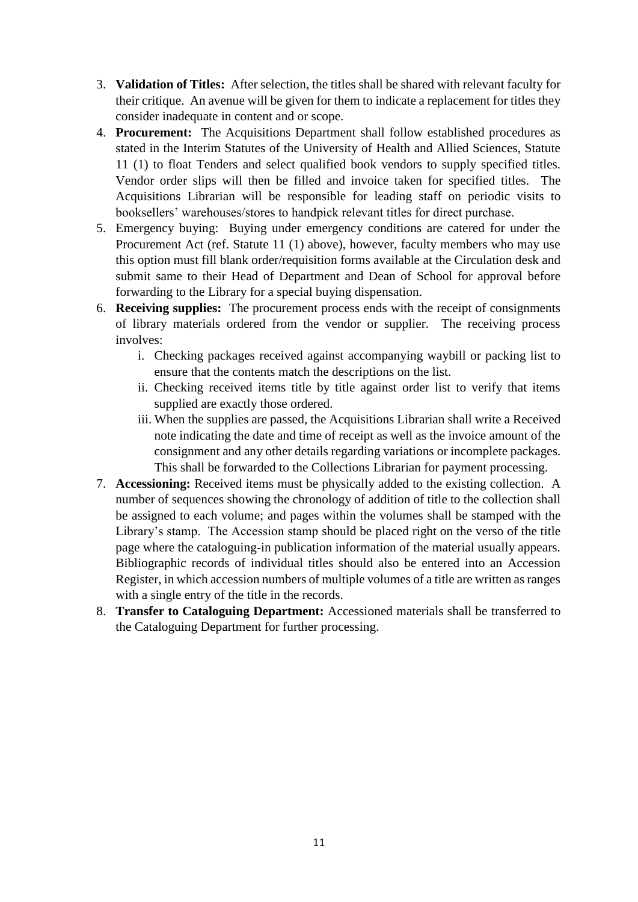3. **Validation of Titles:** After selection, the titles shall be shared with relevant faculty for their critique. An avenue will be given for them to indicate a replacement for titles they consider inadequate in content and or scope.
4. **Procurement:** The Acquisitions Department shall follow established procedures as stated in the Interim Statutes of the University of Health and Allied Sciences, Statute 11 (1) to float Tenders and select qualified book vendors to supply specified titles. Vendor order slips will then be filled and invoice taken for specified titles. The Acquisitions Librarian will be responsible for leading staff on periodic visits to booksellers' warehouses/stores to handpick relevant titles for direct purchase.
5. Emergency buying: Buying under emergency conditions are catered for under the Procurement Act (ref. Statute 11 (1) above), however, faculty members who may use this option must fill blank order/requisition forms available at the Circulation desk and submit same to their Head of Department and Dean of School for approval before forwarding to the Library for a special buying dispensation.
6. **Receiving supplies:** The procurement process ends with the receipt of consignments of library materials ordered from the vendor or supplier. The receiving process involves:
   i. Checking packages received against accompanying waybill or packing list to ensure that the contents match the descriptions on the list.
   ii. Checking received items title by title against order list to verify that items supplied are exactly those ordered.
   iii. When the supplies are passed, the Acquisitions Librarian shall write a Received note indicating the date and time of receipt as well as the invoice amount of the consignment and any other details regarding variations or incomplete packages. This shall be forwarded to the Collections Librarian for payment processing.
7. **Accessioning:** Received items must be physically added to the existing collection. A number of sequences showing the chronology of addition of title to the collection shall be assigned to each volume; and pages within the volumes shall be stamped with the Library's stamp. The Accession stamp should be placed right on the verso of the title page where the cataloguing-in publication information of the material usually appears. Bibliographic records of individual titles should also be entered into an Accession Register, in which accession numbers of multiple volumes of a title are written as ranges with a single entry of the title in the records.
8. **Transfer to Cataloguing Department:** Accessioned materials shall be transferred to the Cataloguing Department for further processing.